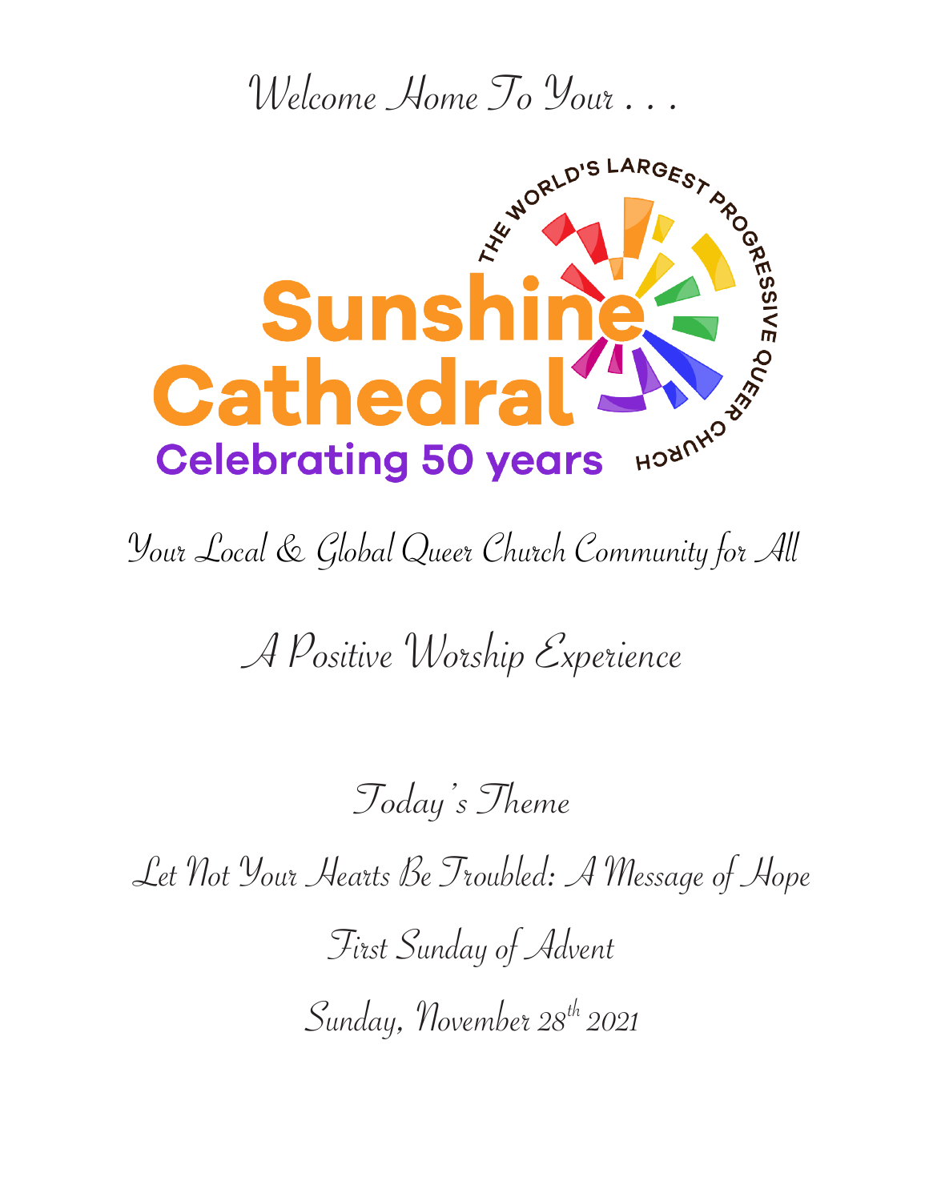Welcome Home To Your . . .

THE WORLD'S LARGEST PROGRESSIVE QUEER CHURCH

# Sunshine Cathedral

Celebrating 50 years

Your Local & Global Queer Church Community for All

## A Positive Worship Experience

Today's Theme

Let Not Your Hearts Be Troubled: A Message of Hope

First Sunday of Advent

Sunday, November 28th 2021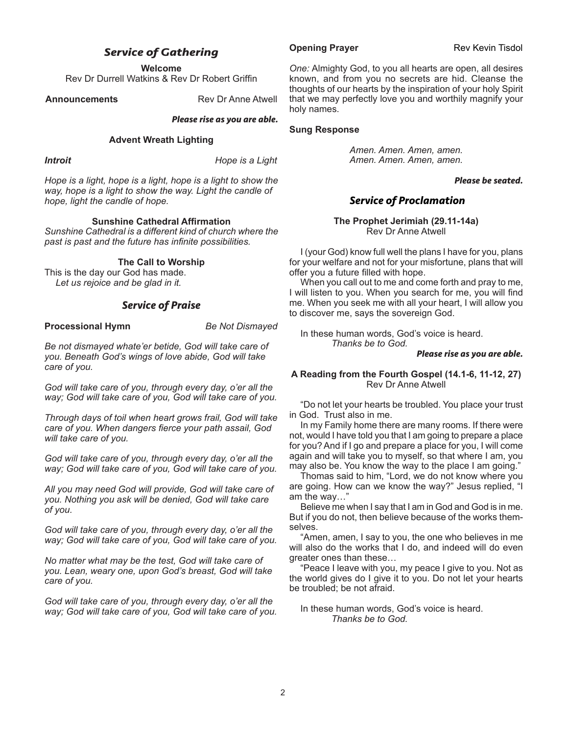## *Service of Gathering*

**Welcome**
Rev Dr Durrell Watkins & Rev Dr Robert Griffin

**Announcements** Rev Dr Anne Atwell

***Please rise as you are able.***

**Advent Wreath Lighting**

***Introit*** *Hope is a Light*

*Hope is a light, hope is a light, hope is a light to show the way, hope is a light to show the way. Light the candle of hope, light the candle of hope.*

**Sunshine Cathedral Affirmation**
*Sunshine Cathedral is a different kind of church where the past is past and the future has infinite possibilities.*

**The Call to Worship**
This is the day our God has made.
*Let us rejoice and be glad in it.*

## *Service of Praise*

**Processional Hymn** *Be Not Dismayed*

*Be not dismayed whate'er betide, God will take care of you. Beneath God's wings of love abide, God will take care of you.*

*God will take care of you, through every day, o'er all the way; God will take care of you, God will take care of you.*

*Through days of toil when heart grows frail, God will take care of you. When dangers fierce your path assail, God will take care of you.*

*God will take care of you, through every day, o'er all the way; God will take care of you, God will take care of you.*

*All you may need God will provide, God will take care of you. Nothing you ask will be denied, God will take care of you.*

*God will take care of you, through every day, o'er all the way; God will take care of you, God will take care of you.*

*No matter what may be the test, God will take care of you. Lean, weary one, upon God's breast, God will take care of you.*

*God will take care of you, through every day, o'er all the way; God will take care of you, God will take care of you.*

**Opening Prayer** Rev Kevin Tisdol

*One:* Almighty God, to you all hearts are open, all desires known, and from you no secrets are hid. Cleanse the thoughts of our hearts by the inspiration of your holy Spirit that we may perfectly love you and worthily magnify your holy names.

**Sung Response**

*Amen. Amen. Amen, amen.*
*Amen. Amen. Amen, amen.*

***Please be seated.***

## *Service of Proclamation*

**The Prophet Jeremiah (29.11-14a)**
Rev Dr Anne Atwell

I (your God) know full well the plans I have for you, plans for your welfare and not for your misfortune, plans that will offer you a future filled with hope.

When you call out to me and come forth and pray to me, I will listen to you. When you search for me, you will find me. When you seek me with all your heart, I will allow you to discover me, says the sovereign God.

In these human words, God's voice is heard.
*Thanks be to God.*

***Please rise as you are able.***

**A Reading from the Fourth Gospel (14.1-6, 11-12, 27)**
Rev Dr Anne Atwell

"Do not let your hearts be troubled. You place your trust in God. Trust also in me.

In my Family home there are many rooms. If there were not, would I have told you that I am going to prepare a place for you? And if I go and prepare a place for you, I will come again and will take you to myself, so that where I am, you may also be. You know the way to the place I am going."

Thomas said to him, "Lord, we do not know where you are going. How can we know the way?" Jesus replied, "I am the way…"

Believe me when I say that I am in God and God is in me. But if you do not, then believe because of the works themselves.

"Amen, amen, I say to you, the one who believes in me will also do the works that I do, and indeed will do even greater ones than these…

"Peace I leave with you, my peace I give to you. Not as the world gives do I give it to you. Do not let your hearts be troubled; be not afraid.

In these human words, God's voice is heard.
*Thanks be to God.*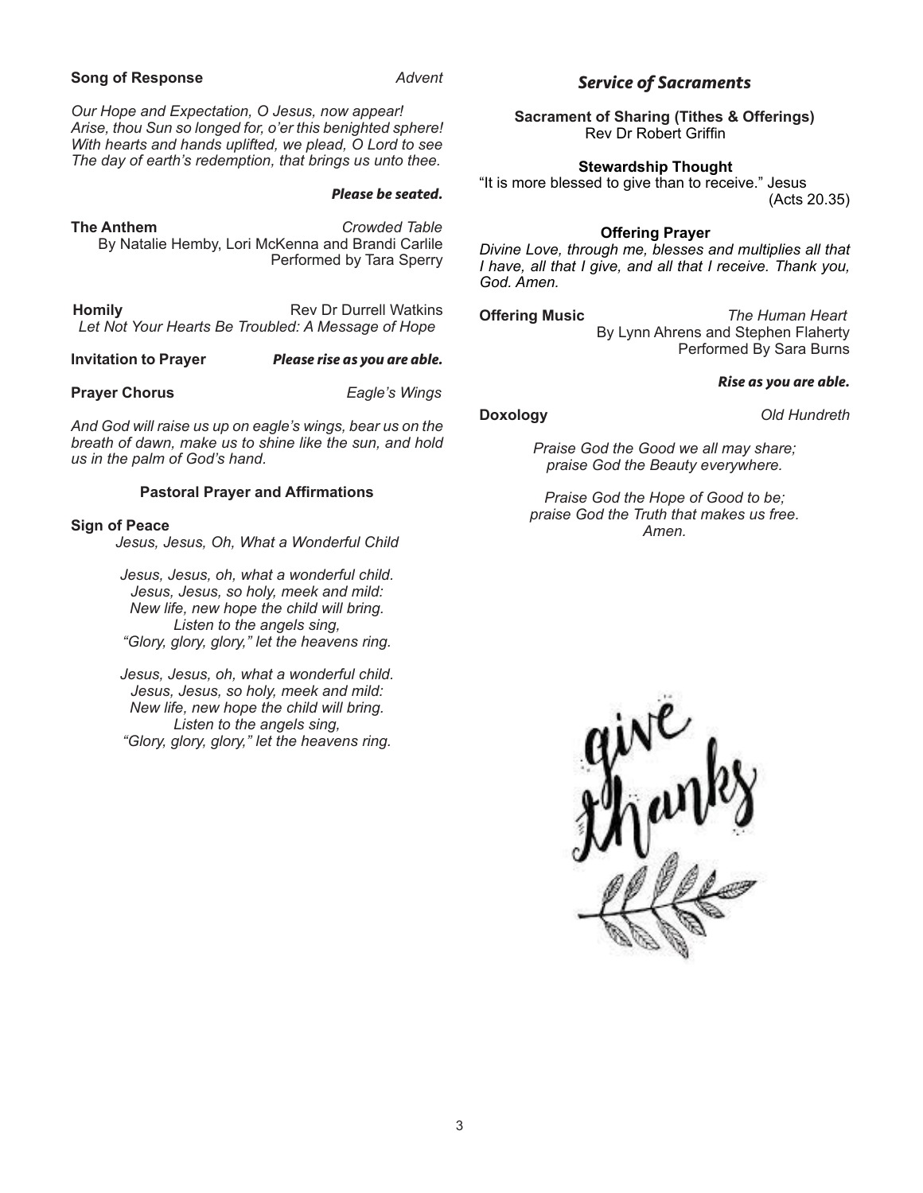**Song of Response** *Advent*

*Our Hope and Expectation, O Jesus, now appear!*
*Arise, thou Sun so longed for, o'er this benighted sphere!*
*With hearts and hands uplifted, we plead, O Lord to see*
*The day of earth's redemption, that brings us unto thee.*

***Please be seated.***

**The Anthem** *Crowded Table*
By Natalie Hemby, Lori McKenna and Brandi Carlile
Performed by Tara Sperry

**Homily** Rev Dr Durrell Watkins
*Let Not Your Hearts Be Troubled: A Message of Hope*

**Invitation to Prayer** ***Please rise as you are able.***

**Prayer Chorus** *Eagle's Wings*

*And God will raise us up on eagle's wings, bear us on the breath of dawn, make us to shine like the sun, and hold us in the palm of God's hand.*

**Pastoral Prayer and Affirmations**

**Sign of Peace**
*Jesus, Jesus, Oh, What a Wonderful Child*

*Jesus, Jesus, oh, what a wonderful child.*
*Jesus, Jesus, so holy, meek and mild:*
*New life, new hope the child will bring.*
*Listen to the angels sing,*
*"Glory, glory, glory," let the heavens ring.*

*Jesus, Jesus, oh, what a wonderful child.*
*Jesus, Jesus, so holy, meek and mild:*
*New life, new hope the child will bring.*
*Listen to the angels sing,*
*"Glory, glory, glory," let the heavens ring.*

## *Service of Sacraments*

**Sacrament of Sharing (Tithes & Offerings)**
Rev Dr Robert Griffin

**Stewardship Thought**
"It is more blessed to give than to receive." Jesus
(Acts 20.35)

**Offering Prayer**
*Divine Love, through me, blesses and multiplies all that I have, all that I give, and all that I receive. Thank you, God. Amen.*

**Offering Music** *The Human Heart*
By Lynn Ahrens and Stephen Flaherty
Performed By Sara Burns

***Rise as you are able.***

**Doxology** *Old Hundreth*

*Praise God the Good we all may share;*
*praise God the Beauty everywhere.*

*Praise God the Hope of Good to be;*
*praise God the Truth that makes us free.*
*Amen.*

give thanks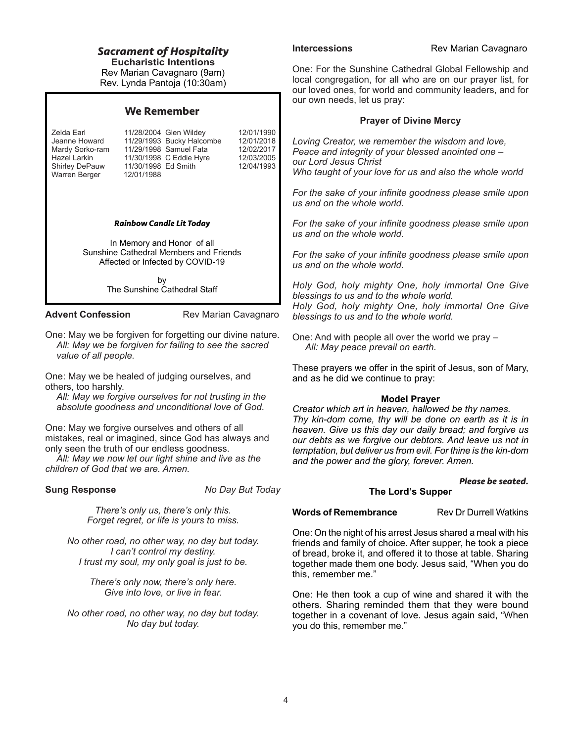## *Sacrament of Hospitality*

**Eucharistic Intentions**
Rev Marian Cavagnaro (9am)
Rev. Lynda Pantoja (10:30am)

### We Remember

| | | | |
|---|---|---|---|
| Zelda Earl | 11/28/2004 | Glen Wildey | 12/01/1990 |
| Jeanne Howard | 11/29/1993 | Bucky Halcombe | 12/01/2018 |
| Mardy Sorko-ram | 11/29/1998 | Samuel Fata | 12/02/2017 |
| Hazel Larkin | 11/30/1998 | C Eddie Hyre | 12/03/2005 |
| Shirley DePauw | 11/30/1998 | Ed Smith | 12/04/1993 |
| Warren Berger | 12/01/1988 | | |

***Rainbow Candle Lit Today***

In Memory and Honor of all
Sunshine Cathedral Members and Friends
Affected or Infected by COVID-19

by
The Sunshine Cathedral Staff

**Advent Confession** — Rev Marian Cavagnaro

One: May we be forgiven for forgetting our divine nature.
*All: May we be forgiven for failing to see the sacred value of all people.*

One: May we be healed of judging ourselves, and others, too harshly.
*All: May we forgive ourselves for not trusting in the absolute goodness and unconditional love of God.*

One: May we forgive ourselves and others of all mistakes, real or imagined, since God has always and only seen the truth of our endless goodness.
*All: May we now let our light shine and live as the children of God that we are. Amen.*

**Sung Response** — *No Day But Today*

*There's only us, there's only this.*
*Forget regret, or life is yours to miss.*

*No other road, no other way, no day but today.*
*I can't control my destiny.*
*I trust my soul, my only goal is just to be.*

*There's only now, there's only here.*
*Give into love, or live in fear.*

*No other road, no other way, no day but today.*
*No day but today.*

**Intercessions** — Rev Marian Cavagnaro

One: For the Sunshine Cathedral Global Fellowship and local congregation, for all who are on our prayer list, for our loved ones, for world and community leaders, and for our own needs, let us pray:

**Prayer of Divine Mercy**

*Loving Creator, we remember the wisdom and love,*
*Peace and integrity of your blessed anointed one –*
*our Lord Jesus Christ*
*Who taught of your love for us and also the whole world*

*For the sake of your infinite goodness please smile upon us and on the whole world.*

*For the sake of your infinite goodness please smile upon us and on the whole world.*

*For the sake of your infinite goodness please smile upon us and on the whole world.*

*Holy God, holy mighty One, holy immortal One Give blessings to us and to the whole world.*
*Holy God, holy mighty One, holy immortal One Give blessings to us and to the whole world.*

One: And with people all over the world we pray –
*All: May peace prevail on earth.*

These prayers we offer in the spirit of Jesus, son of Mary, and as he did we continue to pray:

**Model Prayer**

*Creator which art in heaven, hallowed be thy names. Thy kin-dom come, thy will be done on earth as it is in heaven. Give us this day our daily bread; and forgive us our debts as we forgive our debtors. And leave us not in temptation, but deliver us from evil. For thine is the kin-dom and the power and the glory, forever. Amen.*

***Please be seated.***

**The Lord's Supper**

**Words of Remembrance** — Rev Dr Durrell Watkins

One: On the night of his arrest Jesus shared a meal with his friends and family of choice. After supper, he took a piece of bread, broke it, and offered it to those at table. Sharing together made them one body. Jesus said, "When you do this, remember me."

One: He then took a cup of wine and shared it with the others. Sharing reminded them that they were bound together in a covenant of love. Jesus again said, "When you do this, remember me."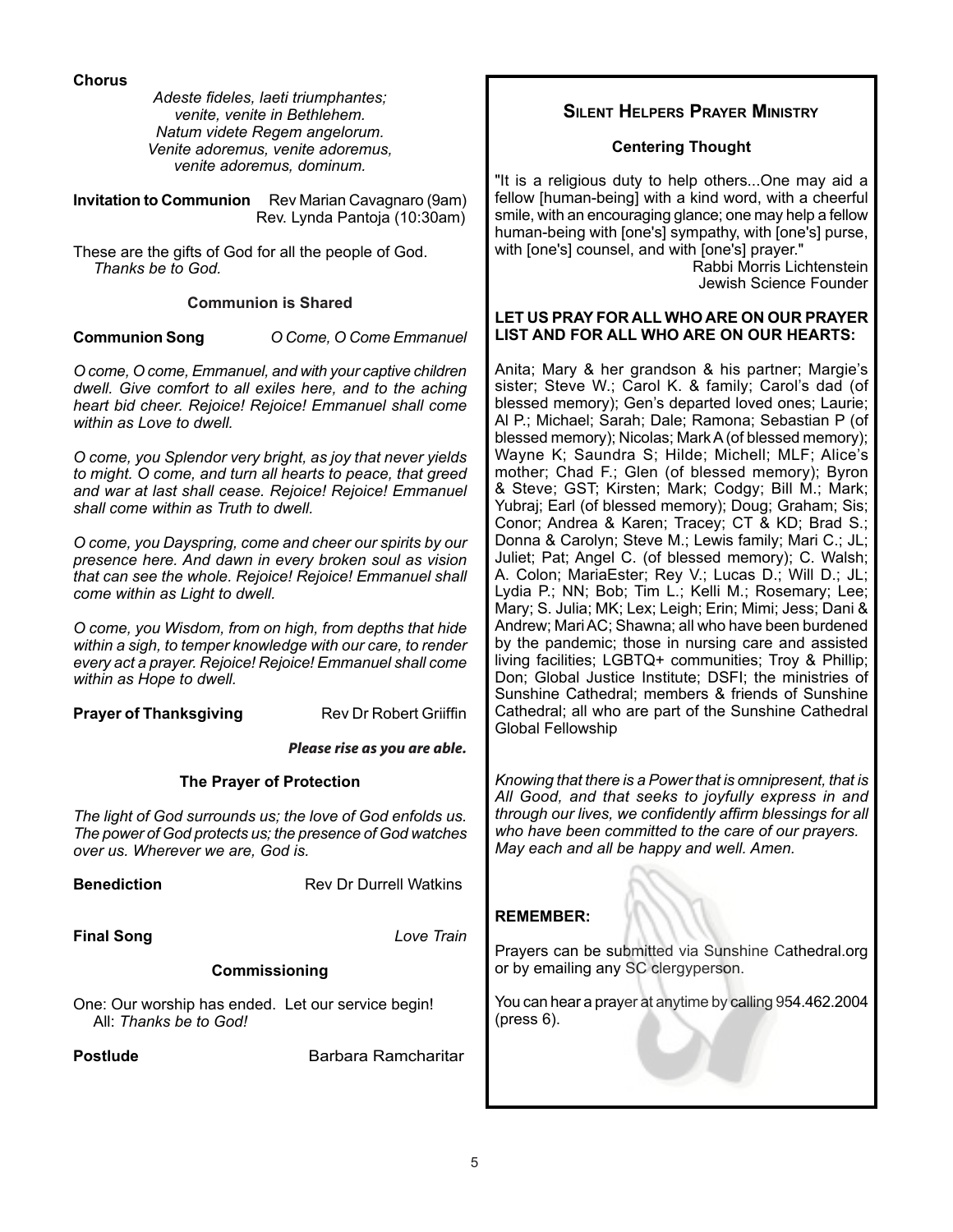**Chorus**

*Adeste fideles, laeti triumphantes;*
*venite, venite in Bethlehem.*
*Natum videte Regem angelorum.*
*Venite adoremus, venite adoremus,*
*venite adoremus, dominum.*

**Invitation to Communion** Rev Marian Cavagnaro (9am)
Rev. Lynda Pantoja (10:30am)

These are the gifts of God for all the people of God.
*Thanks be to God.*

**Communion is Shared**

**Communion Song** *O Come, O Come Emmanuel*

*O come, O come, Emmanuel, and with your captive children dwell. Give comfort to all exiles here, and to the aching heart bid cheer. Rejoice! Rejoice! Emmanuel shall come within as Love to dwell.*

*O come, you Splendor very bright, as joy that never yields to might. O come, and turn all hearts to peace, that greed and war at last shall cease. Rejoice! Rejoice! Emmanuel shall come within as Truth to dwell.*

*O come, you Dayspring, come and cheer our spirits by our presence here. And dawn in every broken soul as vision that can see the whole. Rejoice! Rejoice! Emmanuel shall come within as Light to dwell.*

*O come, you Wisdom, from on high, from depths that hide within a sigh, to temper knowledge with our care, to render every act a prayer. Rejoice! Rejoice! Emmanuel shall come within as Hope to dwell.*

**Prayer of Thanksgiving** Rev Dr Robert Griiffin

***Please rise as you are able.***

**The Prayer of Protection**

*The light of God surrounds us; the love of God enfolds us. The power of God protects us; the presence of God watches over us. Wherever we are, God is.*

**Benediction** Rev Dr Durrell Watkins

**Final Song** *Love Train*

**Commissioning**

One: Our worship has ended. Let our service begin!
All: *Thanks be to God!*

**Postlude** Barbara Ramcharitar

## Silent Helpers Prayer Ministry

**Centering Thought**

"It is a religious duty to help others...One may aid a fellow [human-being] with a kind word, with a cheerful smile, with an encouraging glance; one may help a fellow human-being with [one's] sympathy, with [one's] purse, with [one's] counsel, and with [one's] prayer."
Rabbi Morris Lichtenstein
Jewish Science Founder

**LET US PRAY FOR ALL WHO ARE ON OUR PRAYER LIST AND FOR ALL WHO ARE ON OUR HEARTS:**

Anita; Mary & her grandson & his partner; Margie's sister; Steve W.; Carol K. & family; Carol's dad (of blessed memory); Gen's departed loved ones; Laurie; Al P.; Michael; Sarah; Dale; Ramona; Sebastian P (of blessed memory); Nicolas; Mark A (of blessed memory); Wayne K; Saundra S; Hilde; Michell; MLF; Alice's mother; Chad F.; Glen (of blessed memory); Byron & Steve; GST; Kirsten; Mark; Codgy; Bill M.; Mark; Yubraj; Earl (of blessed memory); Doug; Graham; Sis; Conor; Andrea & Karen; Tracey; CT & KD; Brad S.; Donna & Carolyn; Steve M.; Lewis family; Mari C.; JL; Juliet; Pat; Angel C. (of blessed memory); C. Walsh; A. Colon; MariaEster; Rey V.; Lucas D.; Will D.; JL; Lydia P.; NN; Bob; Tim L.; Kelli M.; Rosemary; Lee; Mary; S. Julia; MK; Lex; Leigh; Erin; Mimi; Jess; Dani & Andrew; Mari AC; Shawna; all who have been burdened by the pandemic; those in nursing care and assisted living facilities; LGBTQ+ communities; Troy & Phillip; Don; Global Justice Institute; DSFI; the ministries of Sunshine Cathedral; members & friends of Sunshine Cathedral; all who are part of the Sunshine Cathedral Global Fellowship

*Knowing that there is a Power that is omnipresent, that is All Good, and that seeks to joyfully express in and through our lives, we confidently affirm blessings for all who have been committed to the care of our prayers. May each and all be happy and well. Amen.*

**REMEMBER:**

Prayers can be submitted via Sunshine Cathedral.org or by emailing any SC clergyperson.

You can hear a prayer at anytime by calling 954.462.2004 (press 6).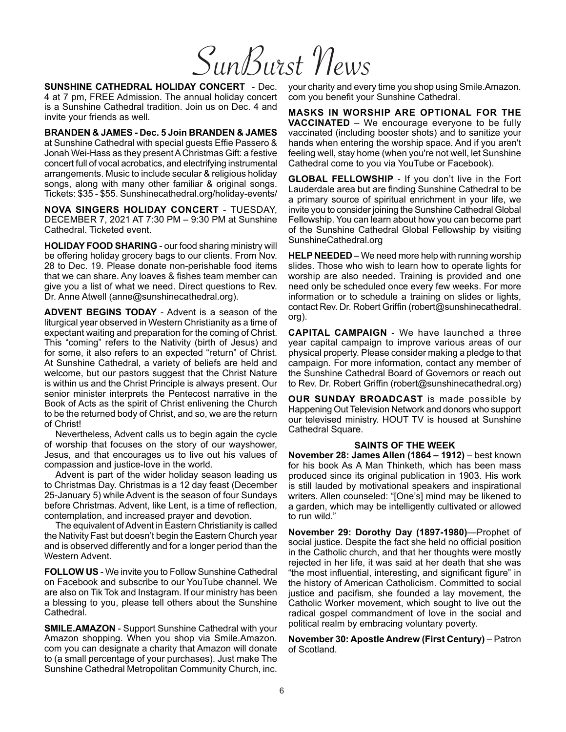# SunBurst News

**SUNSHINE CATHEDRAL HOLIDAY CONCERT** - Dec. 4 at 7 pm, FREE Admission. The annual holiday concert is a Sunshine Cathedral tradition. Join us on Dec. 4 and invite your friends as well.

**BRANDEN & JAMES - Dec. 5 Join BRANDEN & JAMES** at Sunshine Cathedral with special guests Effie Passero & Jonah Wei-Hass as they present A Christmas Gift: a festive concert full of vocal acrobatics, and electrifying instrumental arrangements. Music to include secular & religious holiday songs, along with many other familiar & original songs. Tickets: $35 - $55. Sunshinecathedral.org/holiday-events/

**NOVA SINGERS HOLIDAY CONCERT** - TUESDAY, DECEMBER 7, 2021 AT 7:30 PM – 9:30 PM at Sunshine Cathedral. Ticketed event.

**HOLIDAY FOOD SHARING** - our food sharing ministry will be offering holiday grocery bags to our clients. From Nov. 28 to Dec. 19. Please donate non-perishable food items that we can share. Any loaves & fishes team member can give you a list of what we need. Direct questions to Rev. Dr. Anne Atwell (anne@sunshinecathedral.org).

**ADVENT BEGINS TODAY** - Advent is a season of the liturgical year observed in Western Christianity as a time of expectant waiting and preparation for the coming of Christ. This "coming" refers to the Nativity (birth of Jesus) and for some, it also refers to an expected "return" of Christ. At Sunshine Cathedral, a variety of beliefs are held and welcome, but our pastors suggest that the Christ Nature is within us and the Christ Principle is always present. Our senior minister interprets the Pentecost narrative in the Book of Acts as the spirit of Christ enlivening the Church to be the returned body of Christ, and so, we are the return of Christ!

Nevertheless, Advent calls us to begin again the cycle of worship that focuses on the story of our wayshower, Jesus, and that encourages us to live out his values of compassion and justice-love in the world.

Advent is part of the wider holiday season leading us to Christmas Day. Christmas is a 12 day feast (December 25-January 5) while Advent is the season of four Sundays before Christmas. Advent, like Lent, is a time of reflection, contemplation, and increased prayer and devotion.

The equivalent of Advent in Eastern Christianity is called the Nativity Fast but doesn't begin the Eastern Church year and is observed differently and for a longer period than the Western Advent.

**FOLLOW US** - We invite you to Follow Sunshine Cathedral on Facebook and subscribe to our YouTube channel. We are also on Tik Tok and Instagram. If our ministry has been a blessing to you, please tell others about the Sunshine Cathedral.

**SMILE.AMAZON** - Support Sunshine Cathedral with your Amazon shopping. When you shop via Smile.Amazon.com you can designate a charity that Amazon will donate to (a small percentage of your purchases). Just make The Sunshine Cathedral Metropolitan Community Church, inc. your charity and every time you shop using Smile.Amazon.com you benefit your Sunshine Cathedral.

**MASKS IN WORSHIP ARE OPTIONAL FOR THE VACCINATED** – We encourage everyone to be fully vaccinated (including booster shots) and to sanitize your hands when entering the worship space. And if you aren't feeling well, stay home (when you're not well, let Sunshine Cathedral come to you via YouTube or Facebook).

**GLOBAL FELLOWSHIP** - If you don't live in the Fort Lauderdale area but are finding Sunshine Cathedral to be a primary source of spiritual enrichment in your life, we invite you to consider joining the Sunshine Cathedral Global Fellowship. You can learn about how you can become part of the Sunshine Cathedral Global Fellowship by visiting SunshineCathedral.org

**HELP NEEDED** – We need more help with running worship slides. Those who wish to learn how to operate lights for worship are also needed. Training is provided and one need only be scheduled once every few weeks. For more information or to schedule a training on slides or lights, contact Rev. Dr. Robert Griffin (robert@sunshinecathedral.org).

**CAPITAL CAMPAIGN** - We have launched a three year capital campaign to improve various areas of our physical property. Please consider making a pledge to that campaign. For more information, contact any member of the Sunshine Cathedral Board of Governors or reach out to Rev. Dr. Robert Griffin (robert@sunshinecathedral.org)

**OUR SUNDAY BROADCAST** is made possible by Happening Out Television Network and donors who support our televised ministry. HOUT TV is housed at Sunshine Cathedral Square.

## SAINTS OF THE WEEK

**November 28: James Allen (1864 – 1912)** – best known for his book As A Man Thinketh, which has been mass produced since its original publication in 1903. His work is still lauded by motivational speakers and inspirational writers. Allen counseled: "[One's] mind may be likened to a garden, which may be intelligently cultivated or allowed to run wild."

**November 29: Dorothy Day (1897-1980)**—Prophet of social justice. Despite the fact she held no official position in the Catholic church, and that her thoughts were mostly rejected in her life, it was said at her death that she was "the most influential, interesting, and significant figure" in the history of American Catholicism. Committed to social justice and pacifism, she founded a lay movement, the Catholic Worker movement, which sought to live out the radical gospel commandment of love in the social and political realm by embracing voluntary poverty.

**November 30: Apostle Andrew (First Century)** – Patron of Scotland.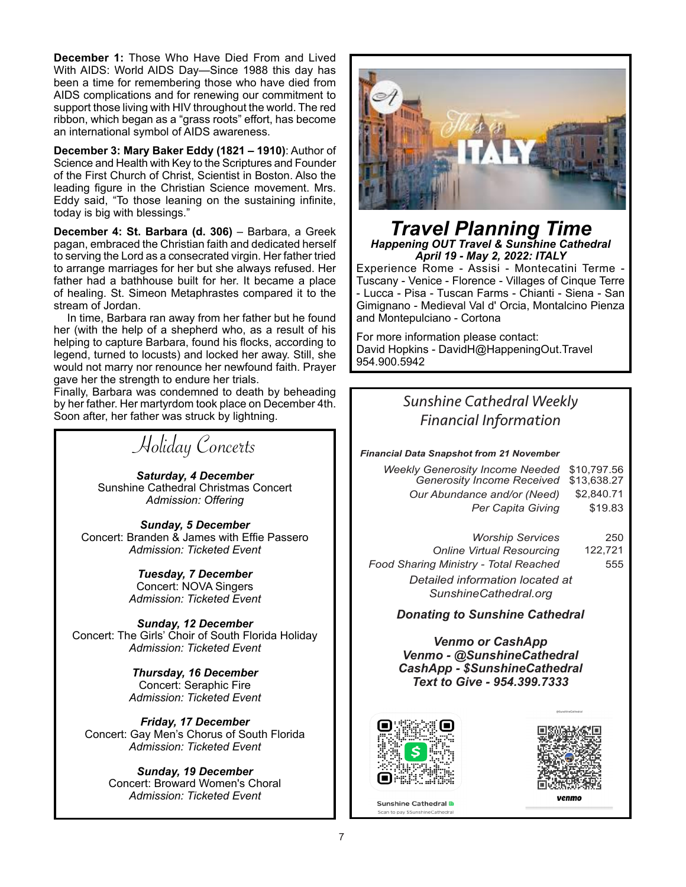**December 1:** Those Who Have Died From and Lived With AIDS: World AIDS Day—Since 1988 this day has been a time for remembering those who have died from AIDS complications and for renewing our commitment to support those living with HIV throughout the world. The red ribbon, which began as a "grass roots" effort, has become an international symbol of AIDS awareness.

**December 3: Mary Baker Eddy (1821 – 1910)**: Author of Science and Health with Key to the Scriptures and Founder of the First Church of Christ, Scientist in Boston. Also the leading figure in the Christian Science movement. Mrs. Eddy said, "To those leaning on the sustaining infinite, today is big with blessings."

**December 4: St. Barbara (d. 306)** – Barbara, a Greek pagan, embraced the Christian faith and dedicated herself to serving the Lord as a consecrated virgin. Her father tried to arrange marriages for her but she always refused. Her father had a bathhouse built for her. It became a place of healing. St. Simeon Metaphrastes compared it to the stream of Jordan.

In time, Barbara ran away from her father but he found her (with the help of a shepherd who, as a result of his helping to capture Barbara, found his flocks, according to legend, turned to locusts) and locked her away. Still, she would not marry nor renounce her newfound faith. Prayer gave her the strength to endure her trials.

Finally, Barbara was condemned to death by beheading by her father. Her martyrdom took place on December 4th. Soon after, her father was struck by lightning.

## Holiday Concerts

***Saturday, 4 December***
Sunshine Cathedral Christmas Concert
*Admission: Offering*

***Sunday, 5 December***
Concert: Branden & James with Effie Passero
*Admission: Ticketed Event*

***Tuesday, 7 December***
Concert: NOVA Singers
*Admission: Ticketed Event*

***Sunday, 12 December***
Concert: The Girls' Choir of South Florida Holiday
*Admission: Ticketed Event*

***Thursday, 16 December***
Concert: Seraphic Fire
*Admission: Ticketed Event*

***Friday, 17 December***
Concert: Gay Men's Chorus of South Florida
*Admission: Ticketed Event*

***Sunday, 19 December***
Concert: Broward Women's Choral
*Admission: Ticketed Event*

This is ITALY

## *Travel Planning Time*

***Happening OUT Travel & Sunshine Cathedral***
***April 19 - May 2, 2022: ITALY***

Experience Rome - Assisi - Montecatini Terme - Tuscany - Venice - Florence - Villages of Cinque Terre - Lucca - Pisa - Tuscan Farms - Chianti - Siena - San Gimignano - Medieval Val d' Orcia, Montalcino Pienza and Montepulciano - Cortona

For more information please contact:
David Hopkins - DavidH@HappeningOut.Travel
954.900.5942

## *Sunshine Cathedral Weekly Financial Information*

***Financial Data Snapshot from 21 November***

| | |
|---|---|
| *Weekly Generosity Income Needed* | $10,797.56 |
| *Generosity Income Received* | $13,638.27 |
| *Our Abundance and/or (Need)* | $2,840.71 |
| *Per Capita Giving* | $19.83 |
| *Worship Services* | 250 |
| *Online Virtual Resourcing* | 122,721 |
| *Food Sharing Ministry - Total Reached* | 555 |

*Detailed information located at SunshineCathedral.org*

***Donating to Sunshine Cathedral***

***Venmo or CashApp***
***Venmo - @SunshineCathedral***
***CashApp - $SunshineCathedral***
***Text to Give - 954.399.7333***

Sunshine Cathedral
Scan to pay $SunshineCathedral

@SunshineCathedral
venmo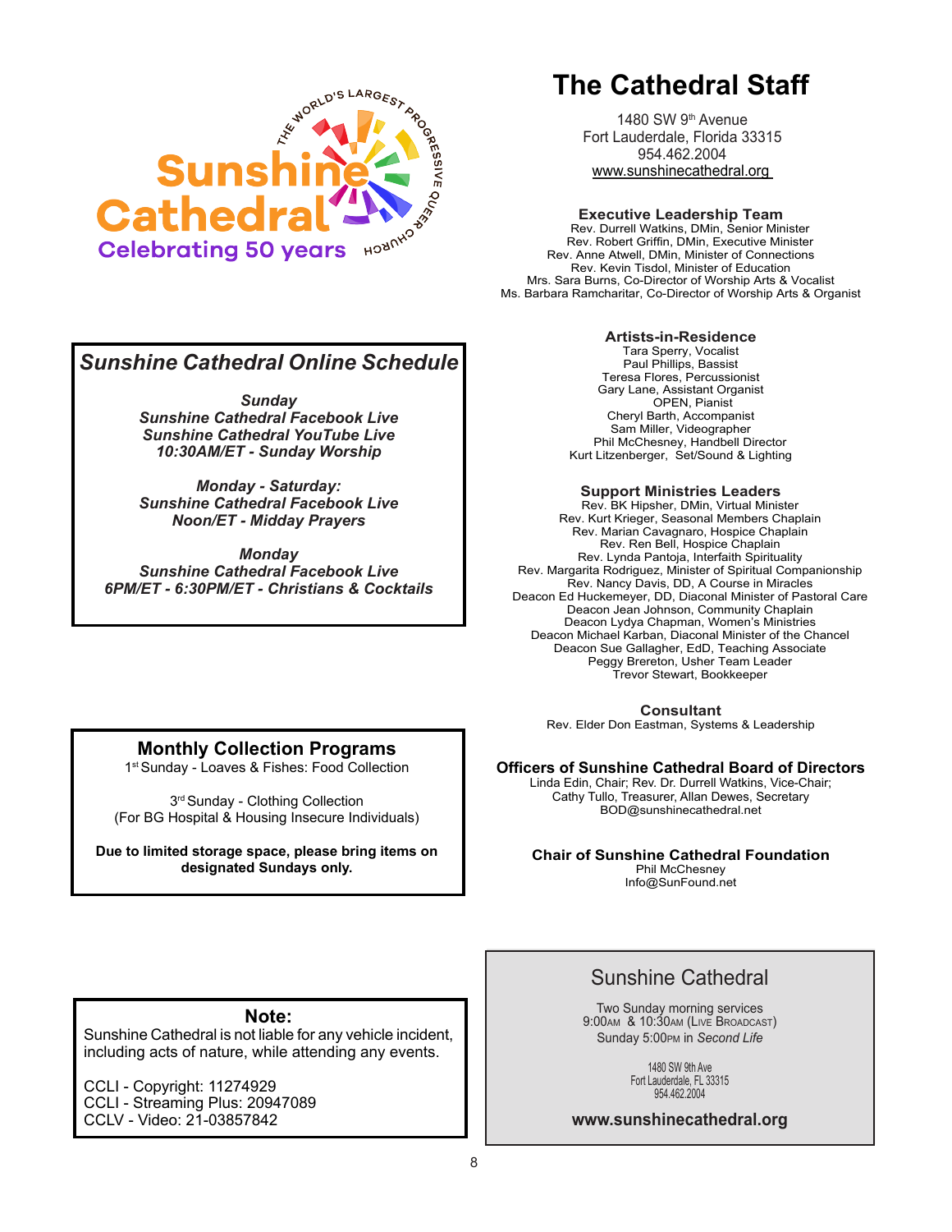Sunshine Cathedral

THE WORLD'S LARGEST PROGRESSIVE QUEER CHURCH

Celebrating 50 years

# The Cathedral Staff

1480 SW 9th Avenue
Fort Lauderdale, Florida 33315
954.462.2004
www.sunshinecathedral.org

### Executive Leadership Team

Rev. Durrell Watkins, DMin, Senior Minister
Rev. Robert Griffin, DMin, Executive Minister
Rev. Anne Atwell, DMin, Minister of Connections
Rev. Kevin Tisdol, Minister of Education
Mrs. Sara Burns, Co-Director of Worship Arts & Vocalist
Ms. Barbara Ramcharitar, Co-Director of Worship Arts & Organist

### Artists-in-Residence

Tara Sperry, Vocalist
Paul Phillips, Bassist
Teresa Flores, Percussionist
Gary Lane, Assistant Organist
OPEN, Pianist
Cheryl Barth, Accompanist
Sam Miller, Videographer
Phil McChesney, Handbell Director
Kurt Litzenberger, Set/Sound & Lighting

### Support Ministries Leaders

Rev. BK Hipsher, DMin, Virtual Minister
Rev. Kurt Krieger, Seasonal Members Chaplain
Rev. Marian Cavagnaro, Hospice Chaplain
Rev. Ren Bell, Hospice Chaplain
Rev. Lynda Pantoja, Interfaith Spirituality
Rev. Margarita Rodriguez, Minister of Spiritual Companionship
Rev. Nancy Davis, DD, A Course in Miracles
Deacon Ed Huckemeyer, DD, Diaconal Minister of Pastoral Care
Deacon Jean Johnson, Community Chaplain
Deacon Lydya Chapman, Women's Ministries
Deacon Michael Karban, Diaconal Minister of the Chancel
Deacon Sue Gallagher, EdD, Teaching Associate
Peggy Brereton, Usher Team Leader
Trevor Stewart, Bookkeeper

### Consultant

Rev. Elder Don Eastman, Systems & Leadership

### Officers of Sunshine Cathedral Board of Directors

Linda Edin, Chair; Rev. Dr. Durrell Watkins, Vice-Chair;
Cathy Tullo, Treasurer, Allan Dewes, Secretary
BOD@sunshinecathedral.net

### Chair of Sunshine Cathedral Foundation

Phil McChesney
Info@SunFound.net

## *Sunshine Cathedral Online Schedule*

***Sunday***
***Sunshine Cathedral Facebook Live***
***Sunshine Cathedral YouTube Live***
***10:30AM/ET - Sunday Worship***

***Monday - Saturday:***
***Sunshine Cathedral Facebook Live***
***Noon/ET - Midday Prayers***

***Monday***
***Sunshine Cathedral Facebook Live***
***6PM/ET - 6:30PM/ET - Christians & Cocktails***

### Monthly Collection Programs

1st Sunday - Loaves & Fishes: Food Collection

3rd Sunday - Clothing Collection
(For BG Hospital & Housing Insecure Individuals)

**Due to limited storage space, please bring items on designated Sundays only.**

### Note:

Sunshine Cathedral is not liable for any vehicle incident, including acts of nature, while attending any events.

CCLI - Copyright: 11274929
CCLI - Streaming Plus: 20947089
CCLV - Video: 21-03857842

## Sunshine Cathedral

Two Sunday morning services
9:00AM & 10:30AM (LIVE BROADCAST)
Sunday 5:00PM in *Second Life*

1480 SW 9th Ave
Fort Lauderdale, FL 33315
954.462.2004

**www.sunshinecathedral.org**